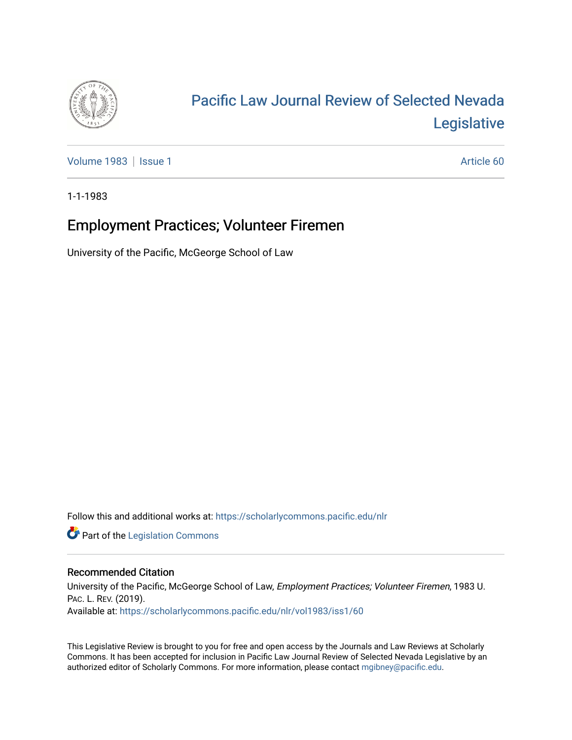# Pacific Law Journal Review of Selected Nevada Legislative

Volume 1983 | Issue 1 | Article 60

1-1-1983

## Employment Practices; Volunteer Firemen

University of the Pacific, McGeorge School of Law

Follow this and additional works at: https://scholarlycommons.pacific.edu/nlr

Part of the Legislation Commons

### Recommended Citation

University of the Pacific, McGeorge School of Law, *Employment Practices; Volunteer Firemen*, 1983 U. PAC. L. REV. (2019).
Available at: https://scholarlycommons.pacific.edu/nlr/vol1983/iss1/60

This Legislative Review is brought to you for free and open access by the Journals and Law Reviews at Scholarly Commons. It has been accepted for inclusion in Pacific Law Journal Review of Selected Nevada Legislative by an authorized editor of Scholarly Commons. For more information, please contact mgibney@pacific.edu.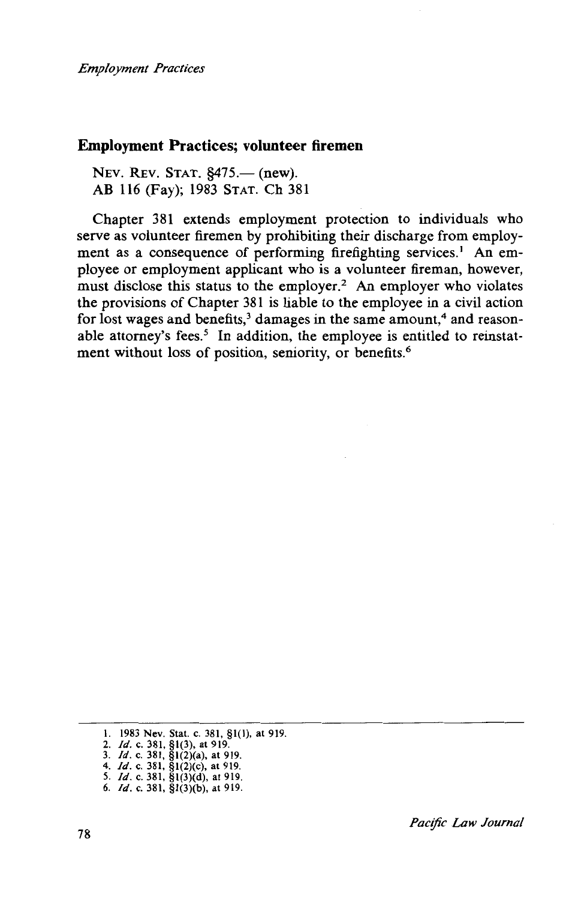## Employment Practices; volunteer firemen

NEV. REV. STAT. §475.— (new).
AB 116 (Fay); 1983 STAT. Ch 381

Chapter 381 extends employment protection to individuals who serve as volunteer firemen by prohibiting their discharge from employment as a consequence of performing firefighting services.[1] An employee or employment applicant who is a volunteer fireman, however, must disclose this status to the employer.[2] An employer who violates the provisions of Chapter 381 is liable to the employee in a civil action for lost wages and benefits,[3] damages in the same amount,[4] and reasonable attorney's fees.[5] In addition, the employee is entitled to reinstatment without loss of position, seniority, or benefits.[6]

---

1. 1983 Nev. Stat. c. 381, §1(1), at 919.
2. *Id.* c. 381, §1(3), at 919.
3. *Id.* c. 381, §1(2)(a), at 919.
4. *Id.* c. 381, §1(2)(c), at 919.
5. *Id.* c. 381, §1(3)(d), at 919.
6. *Id.* c. 381, §1(3)(b), at 919.